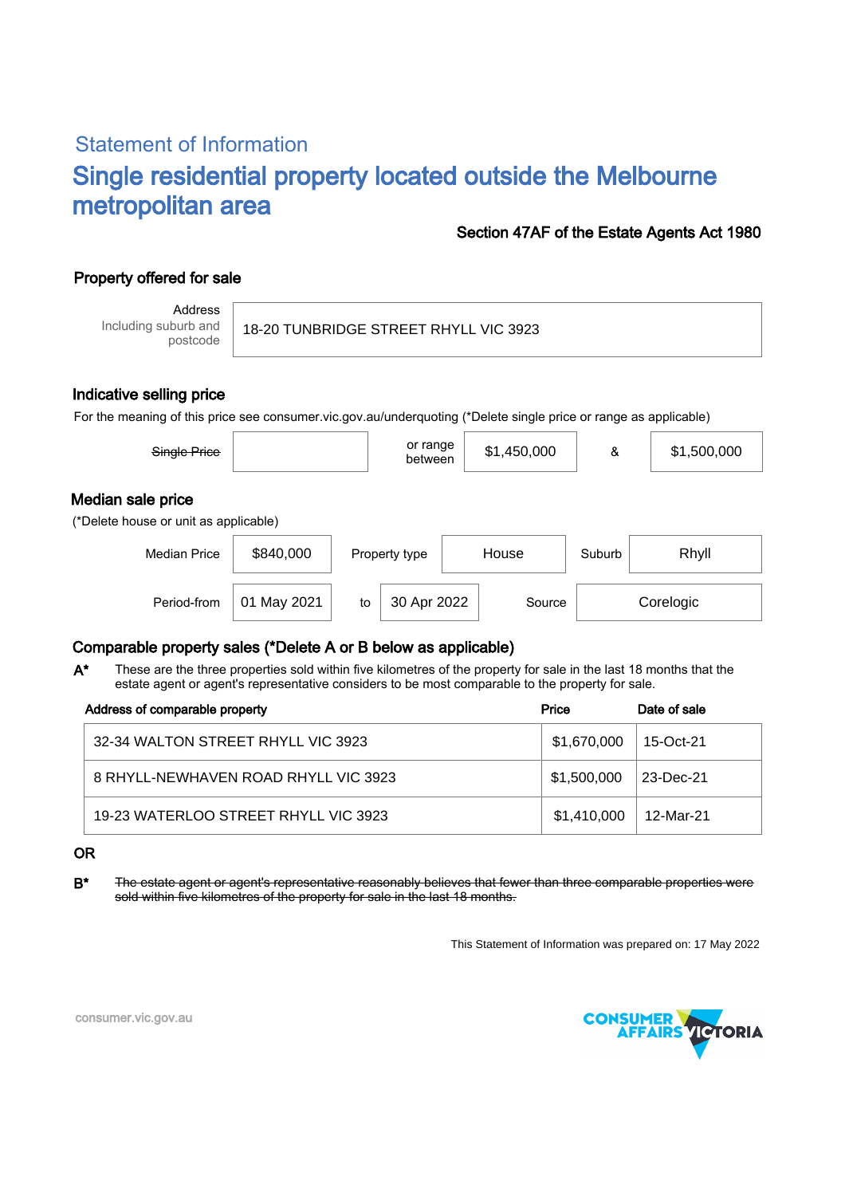## Statement of Information

# Single residential property located outside the Melbourne metropolitan area

**Section 47AF of the Estate Agents Act 1980**

### Property offered for sale

| Address Including suburb and postcode | 18-20 TUNBRIDGE STREET RHYLL VIC 3923 |
|---|---|

### Indicative selling price

For the meaning of this price see consumer.vic.gov.au/underquoting (*Delete single price or range as applicable)

| ~~Single Price~~ | | or range between | $1,450,000 | & | $1,500,000 |
|---|---|---|---|---|---|

### Median sale price

(*Delete house or unit as applicable)

| Median Price | $840,000 | Property type | House | Suburb | Rhyll |
|---|---|---|---|---|---|
| Period-from | 01 May 2021 | to | 30 Apr 2022 | Source | Corelogic |

### Comparable property sales (*Delete A or B below as applicable)

**A*** These are the three properties sold within five kilometres of the property for sale in the last 18 months that the estate agent or agent's representative considers to be most comparable to the property for sale.

| Address of comparable property | Price | Date of sale |
|---|---|---|
| 32-34 WALTON STREET RHYLL VIC 3923 | $1,670,000 | 15-Oct-21 |
| 8 RHYLL-NEWHAVEN ROAD RHYLL VIC 3923 | $1,500,000 | 23-Dec-21 |
| 19-23 WATERLOO STREET RHYLL VIC 3923 | $1,410,000 | 12-Mar-21 |

OR

**B*** ~~The estate agent or agent's representative reasonably believes that fewer than three comparable properties were sold within five kilometres of the property for sale in the last 18 months.~~

This Statement of Information was prepared on: 17 May 2022

consumer.vic.gov.au

CONSUMER AFFAIRS VICTORIA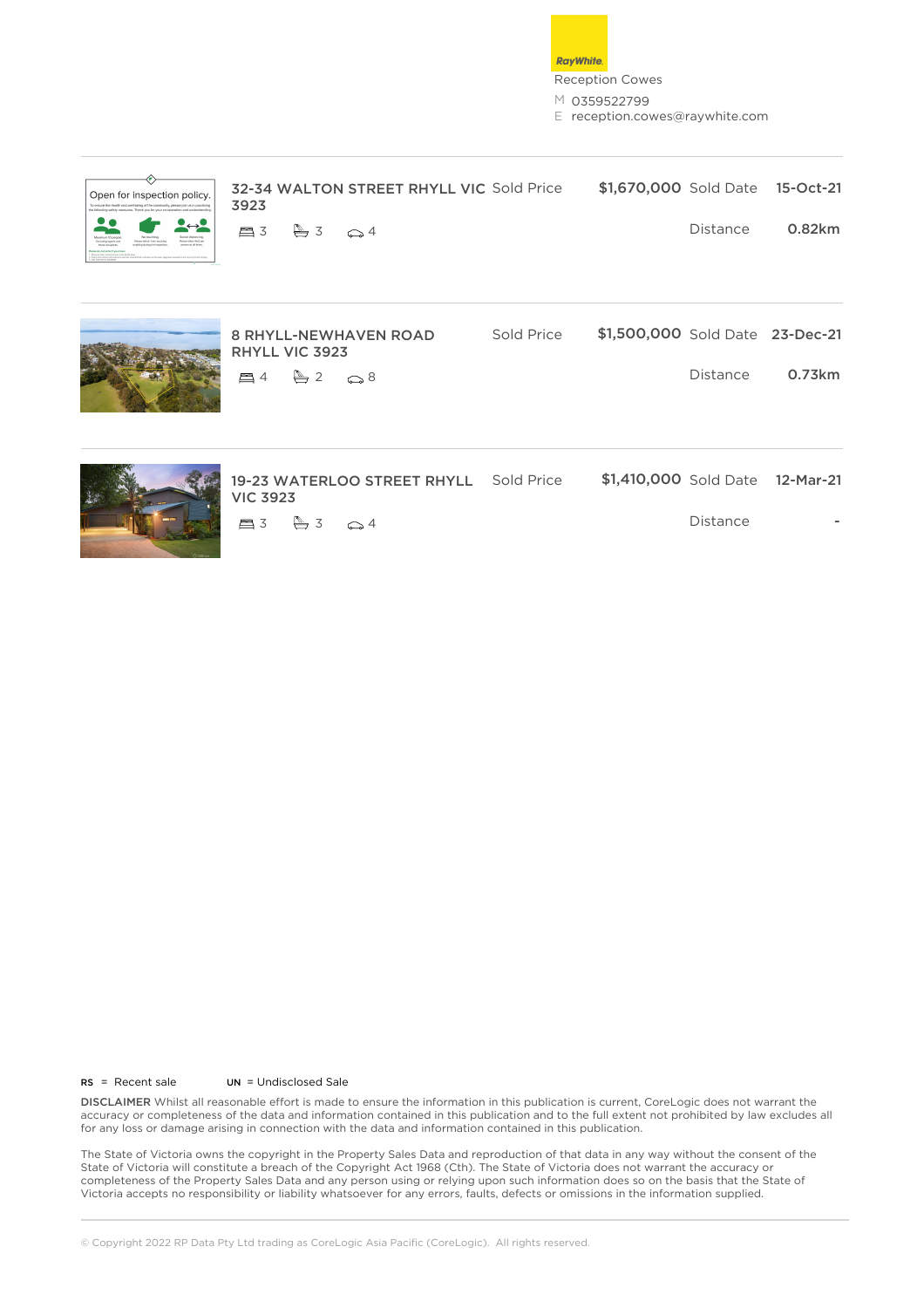Ray White

Reception Cowes

M 0359522799

E reception.cowes@raywhite.com

| | | | | |
|---|---|---|---|---|
| **32-34 WALTON STREET RHYLL VIC 3923** | Sold Price | **$1,670,000** | Sold Date | **15-Oct-21** |
| 3 bed, 3 bath, 4 car | | | Distance | **0.82km** |
| **8 RHYLL-NEWHAVEN ROAD RHYLL VIC 3923** | Sold Price | **$1,500,000** | Sold Date | **23-Dec-21** |
| 4 bed, 2 bath, 8 car | | | Distance | **0.73km** |
| **19-23 WATERLOO STREET RHYLL VIC 3923** | Sold Price | **$1,410,000** | Sold Date | **12-Mar-21** |
| 3 bed, 3 bath, 4 car | | | Distance | **-** |

**RS** = Recent sale **UN** = Undisclosed Sale

**DISCLAIMER** Whilst all reasonable effort is made to ensure the information in this publication is current, CoreLogic does not warrant the accuracy or completeness of the data and information contained in this publication and to the full extent not prohibited by law excludes all for any loss or damage arising in connection with the data and information contained in this publication.

The State of Victoria owns the copyright in the Property Sales Data and reproduction of that data in any way without the consent of the State of Victoria will constitute a breach of the Copyright Act 1968 (Cth). The State of Victoria does not warrant the accuracy or completeness of the Property Sales Data and any person using or relying upon such information does so on the basis that the State of Victoria accepts no responsibility or liability whatsoever for any errors, faults, defects or omissions in the information supplied.

© Copyright 2022 RP Data Pty Ltd trading as CoreLogic Asia Pacific (CoreLogic). All rights reserved.